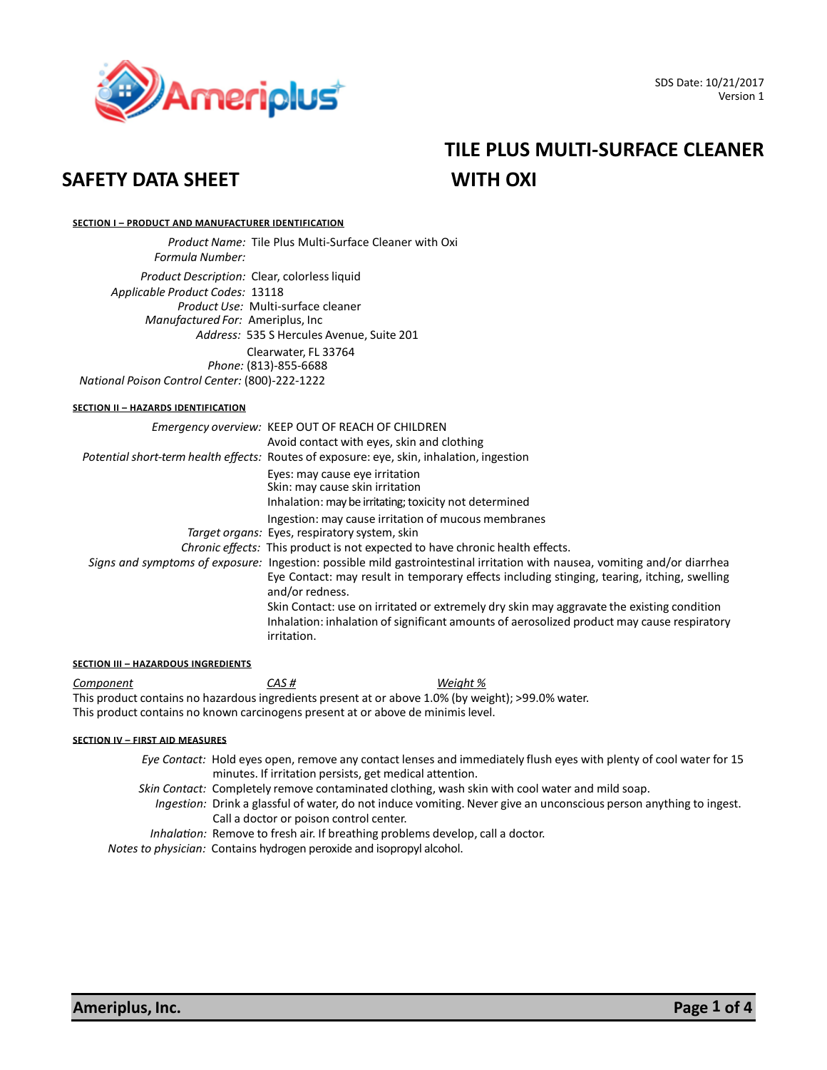SDS Date: 10/21/2017
Version 1

# SAFETY DATA SHEET

# TILE PLUS MULTI-SURFACE CLEANER WITH OXI

## SECTION I – PRODUCT AND MANUFACTURER IDENTIFICATION

*Product Name:* Tile Plus Multi-Surface Cleaner with Oxi
*Formula Number:*
*Product Description:* Clear, colorless liquid
*Applicable Product Codes:* 13118
*Product Use:* Multi-surface cleaner
*Manufactured For:* Ameriplus, Inc
*Address:* 535 S Hercules Avenue, Suite 201
Clearwater, FL 33764
*Phone:* (813)-855-6688
*National Poison Control Center:* (800)-222-1222

## SECTION II – HAZARDS IDENTIFICATION

*Emergency overview:* KEEP OUT OF REACH OF CHILDREN
Avoid contact with eyes, skin and clothing

*Potential short-term health effects:* Routes of exposure: eye, skin, inhalation, ingestion
Eyes: may cause eye irritation
Skin: may cause skin irritation
Inhalation: may be irritating; toxicity not determined
Ingestion: may cause irritation of mucous membranes

*Target organs:* Eyes, respiratory system, skin

*Chronic effects:* This product is not expected to have chronic health effects.

*Signs and symptoms of exposure:* Ingestion: possible mild gastrointestinal irritation with nausea, vomiting and/or diarrhea
Eye Contact: may result in temporary effects including stinging, tearing, itching, swelling and/or redness.
Skin Contact: use on irritated or extremely dry skin may aggravate the existing condition
Inhalation: inhalation of significant amounts of aerosolized product may cause respiratory irritation.

## SECTION III – HAZARDOUS INGREDIENTS

| *Component* | *CAS #* | *Weight %* |
|---|---|---|

This product contains no hazardous ingredients present at or above 1.0% (by weight); >99.0% water.
This product contains no known carcinogens present at or above de minimis level.

## SECTION IV – FIRST AID MEASURES

*Eye Contact:* Hold eyes open, remove any contact lenses and immediately flush eyes with plenty of cool water for 15 minutes. If irritation persists, get medical attention.

*Skin Contact:* Completely remove contaminated clothing, wash skin with cool water and mild soap.

*Ingestion:* Drink a glassful of water, do not induce vomiting. Never give an unconscious person anything to ingest. Call a doctor or poison control center.

*Inhalation:* Remove to fresh air. If breathing problems develop, call a doctor.

*Notes to physician:* Contains hydrogen peroxide and isopropyl alcohol.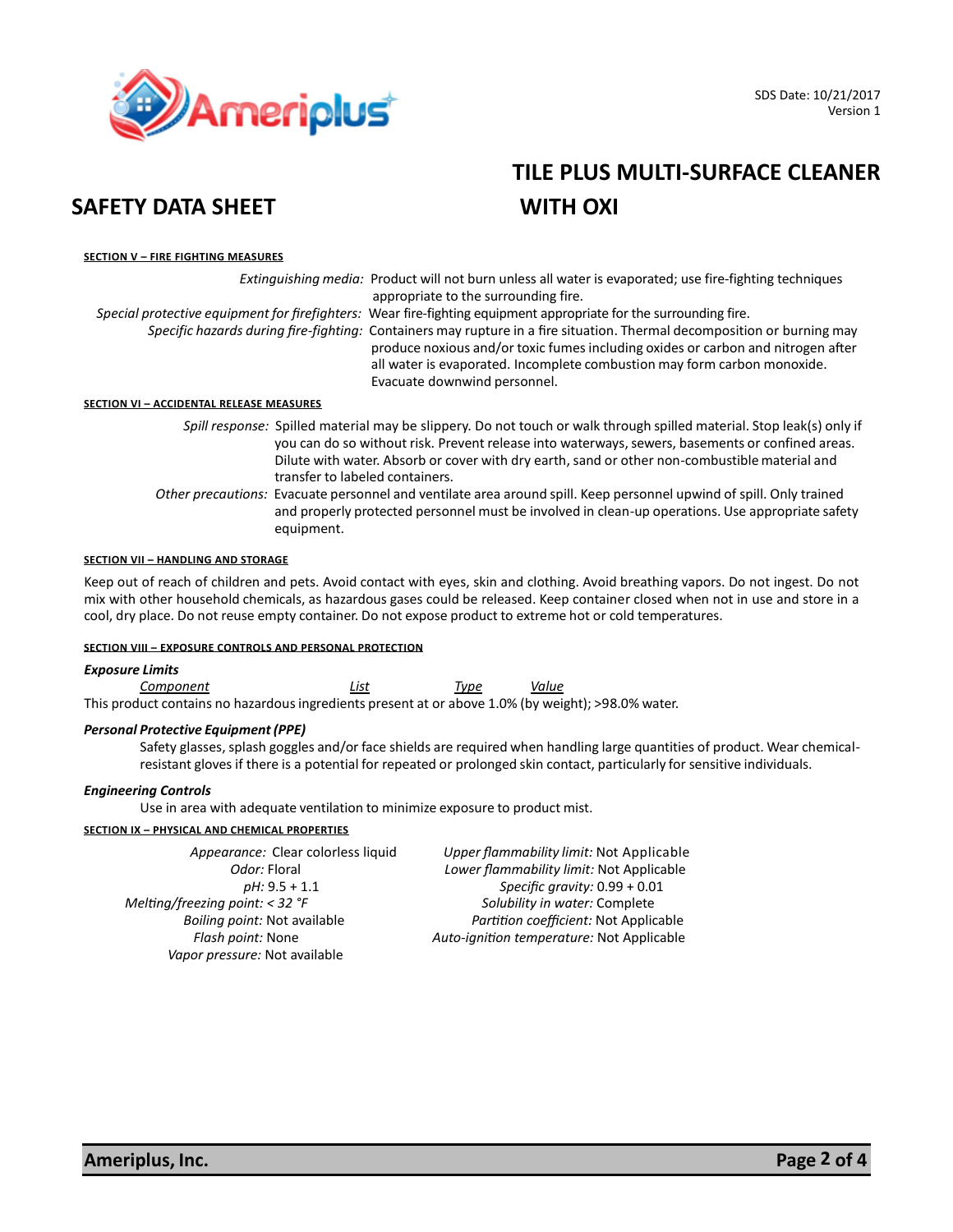SDS Date: 10/21/2017
Version 1

# SAFETY DATA SHEET

# TILE PLUS MULTI-SURFACE CLEANER WITH OXI

## SECTION V – FIRE FIGHTING MEASURES

*Extinguishing media:* Product will not burn unless all water is evaporated; use fire-fighting techniques appropriate to the surrounding fire.

*Special protective equipment for firefighters:* Wear fire-fighting equipment appropriate for the surrounding fire.

*Specific hazards during fire-fighting:* Containers may rupture in a fire situation. Thermal decomposition or burning may produce noxious and/or toxic fumes including oxides or carbon and nitrogen after all water is evaporated. Incomplete combustion may form carbon monoxide. Evacuate downwind personnel.

## SECTION VI – ACCIDENTAL RELEASE MEASURES

*Spill response:* Spilled material may be slippery. Do not touch or walk through spilled material. Stop leak(s) only if you can do so without risk. Prevent release into waterways, sewers, basements or confined areas. Dilute with water. Absorb or cover with dry earth, sand or other non-combustible material and transfer to labeled containers.

*Other precautions:* Evacuate personnel and ventilate area around spill. Keep personnel upwind of spill. Only trained and properly protected personnel must be involved in clean-up operations. Use appropriate safety equipment.

## SECTION VII – HANDLING AND STORAGE

Keep out of reach of children and pets. Avoid contact with eyes, skin and clothing. Avoid breathing vapors. Do not ingest. Do not mix with other household chemicals, as hazardous gases could be released. Keep container closed when not in use and store in a cool, dry place. Do not reuse empty container. Do not expose product to extreme hot or cold temperatures.

## SECTION VIII – EXPOSURE CONTROLS AND PERSONAL PROTECTION

***Exposure Limits***

| Component | List | Type | Value |
|---|---|---|---|

This product contains no hazardous ingredients present at or above 1.0% (by weight); >98.0% water.

***Personal Protective Equipment (PPE)***

Safety glasses, splash goggles and/or face shields are required when handling large quantities of product. Wear chemical-resistant gloves if there is a potential for repeated or prolonged skin contact, particularly for sensitive individuals.

***Engineering Controls***

Use in area with adequate ventilation to minimize exposure to product mist.

## SECTION IX – PHYSICAL AND CHEMICAL PROPERTIES

*Appearance:* Clear colorless liquid
*Odor:* Floral
*pH:* 9.5 + 1.1
*Melting/freezing point: < 32 °F*
*Boiling point:* Not available
*Flash point:* None
*Vapor pressure:* Not available

*Upper flammability limit:* Not Applicable
*Lower flammability limit:* Not Applicable
*Specific gravity:* 0.99 + 0.01
*Solubility in water:* Complete
*Partition coefficient:* Not Applicable
*Auto-ignition temperature:* Not Applicable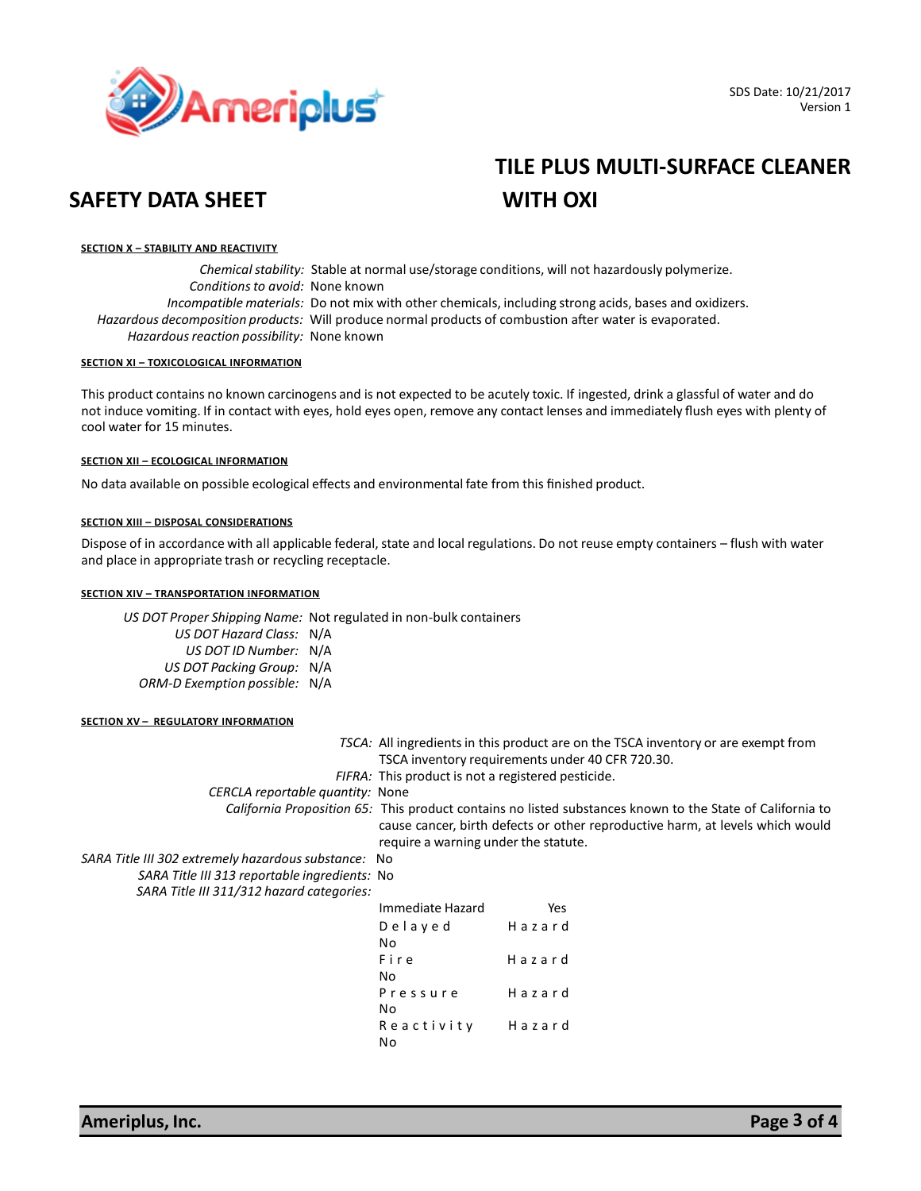# SAFETY DATA SHEET

## TILE PLUS MULTI-SURFACE CLEANER WITH OXI

SDS Date: 10/21/2017
Version 1

### SECTION X – STABILITY AND REACTIVITY

*Chemical stability:* Stable at normal use/storage conditions, will not hazardously polymerize.
*Conditions to avoid:* None known
*Incompatible materials:* Do not mix with other chemicals, including strong acids, bases and oxidizers.
*Hazardous decomposition products:* Will produce normal products of combustion after water is evaporated.
*Hazardous reaction possibility:* None known

### SECTION XI – TOXICOLOGICAL INFORMATION

This product contains no known carcinogens and is not expected to be acutely toxic. If ingested, drink a glassful of water and do not induce vomiting. If in contact with eyes, hold eyes open, remove any contact lenses and immediately flush eyes with plenty of cool water for 15 minutes.

### SECTION XII – ECOLOGICAL INFORMATION

No data available on possible ecological effects and environmental fate from this finished product.

### SECTION XIII – DISPOSAL CONSIDERATIONS

Dispose of in accordance with all applicable federal, state and local regulations. Do not reuse empty containers – flush with water and place in appropriate trash or recycling receptacle.

### SECTION XIV – TRANSPORTATION INFORMATION

*US DOT Proper Shipping Name:* Not regulated in non-bulk containers
*US DOT Hazard Class:* N/A
*US DOT ID Number:* N/A
*US DOT Packing Group:* N/A
*ORM-D Exemption possible:* N/A

### SECTION XV – REGULATORY INFORMATION

*TSCA:* All ingredients in this product are on the TSCA inventory or are exempt from TSCA inventory requirements under 40 CFR 720.30.
*FIFRA:* This product is not a registered pesticide.
*CERCLA reportable quantity:* None
*California Proposition 65:* This product contains no listed substances known to the State of California to cause cancer, birth defects or other reproductive harm, at levels which would require a warning under the statute.
*SARA Title III 302 extremely hazardous substance:* No
*SARA Title III 313 reportable ingredients:* No
*SARA Title III 311/312 hazard categories:*

| Hazard Category | |
|---|---|
| Immediate Hazard | Yes |
| Delayed Hazard | No |
| Fire Hazard | No |
| Pressure Hazard | No |
| Reactivity Hazard | No |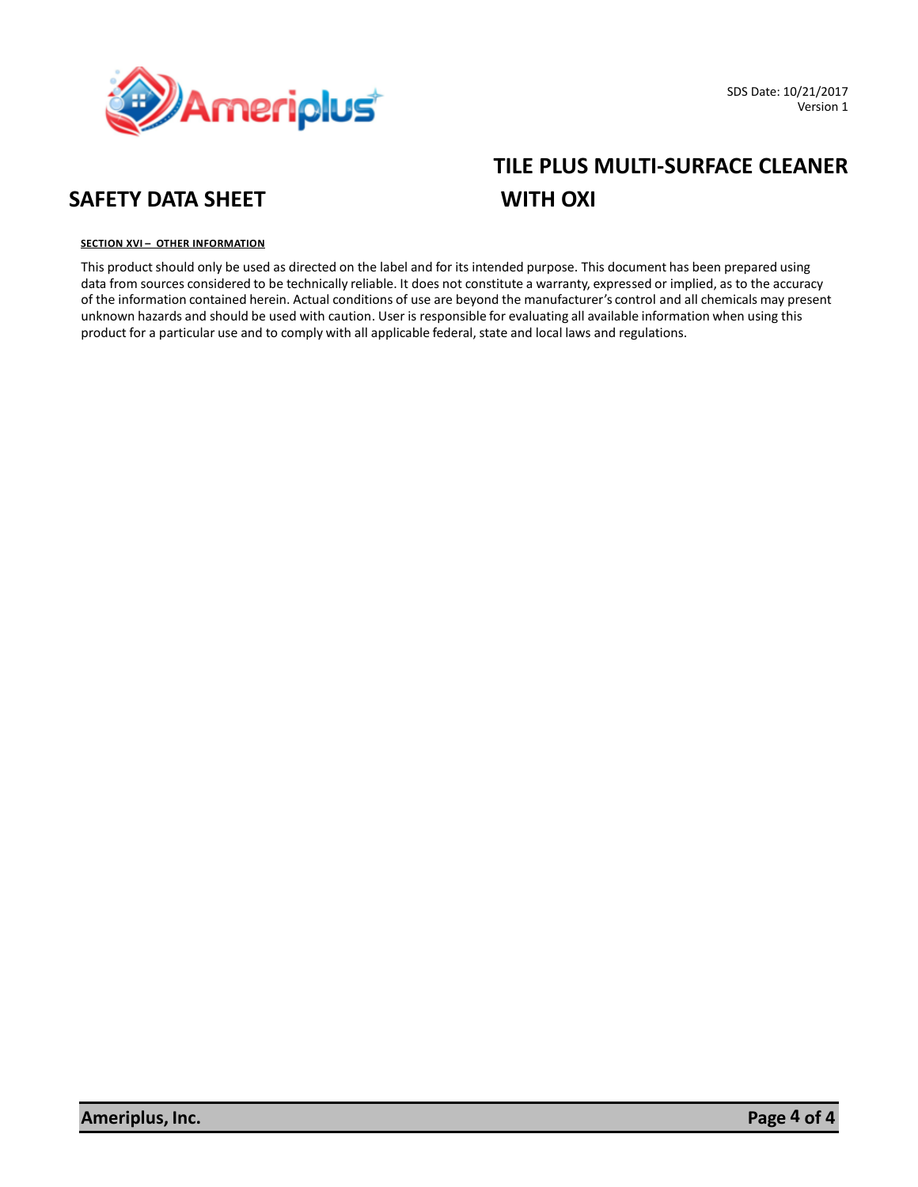SDS Date: 10/21/2017
Version 1

# SAFETY DATA SHEET

# TILE PLUS MULTI-SURFACE CLEANER WITH OXI

**SECTION XVI – OTHER INFORMATION**

This product should only be used as directed on the label and for its intended purpose. This document has been prepared using data from sources considered to be technically reliable. It does not constitute a warranty, expressed or implied, as to the accuracy of the information contained herein. Actual conditions of use are beyond the manufacturer's control and all chemicals may present unknown hazards and should be used with caution. User is responsible for evaluating all available information when using this product for a particular use and to comply with all applicable federal, state and local laws and regulations.